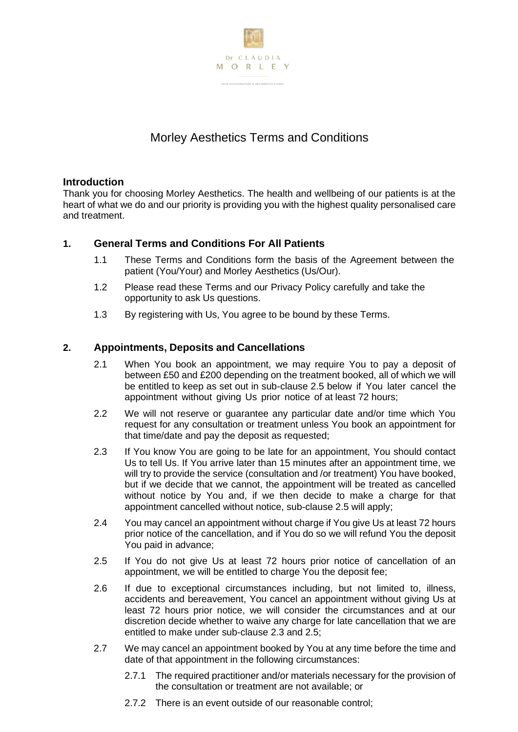Dr CLAUDIA
MORLEY

SKIN REJUVENATION & AESTHETICS CLINIC

# Morley Aesthetics Terms and Conditions

## Introduction

Thank you for choosing Morley Aesthetics. The health and wellbeing of our patients is at the heart of what we do and our priority is providing you with the highest quality personalised care and treatment.

## 1. General Terms and Conditions For All Patients

1.1 These Terms and Conditions form the basis of the Agreement between the patient (You/Your) and Morley Aesthetics (Us/Our).

1.2 Please read these Terms and our Privacy Policy carefully and take the opportunity to ask Us questions.

1.3 By registering with Us, You agree to be bound by these Terms.

## 2. Appointments, Deposits and Cancellations

2.1 When You book an appointment, we may require You to pay a deposit of between £50 and £200 depending on the treatment booked, all of which we will be entitled to keep as set out in sub-clause 2.5 below if You later cancel the appointment without giving Us prior notice of at least 72 hours;

2.2 We will not reserve or guarantee any particular date and/or time which You request for any consultation or treatment unless You book an appointment for that time/date and pay the deposit as requested;

2.3 If You know You are going to be late for an appointment, You should contact Us to tell Us. If You arrive later than 15 minutes after an appointment time, we will try to provide the service (consultation and /or treatment) You have booked, but if we decide that we cannot, the appointment will be treated as cancelled without notice by You and, if we then decide to make a charge for that appointment cancelled without notice, sub-clause 2.5 will apply;

2.4 You may cancel an appointment without charge if You give Us at least 72 hours prior notice of the cancellation, and if You do so we will refund You the deposit You paid in advance;

2.5 If You do not give Us at least 72 hours prior notice of cancellation of an appointment, we will be entitled to charge You the deposit fee;

2.6 If due to exceptional circumstances including, but not limited to, illness, accidents and bereavement, You cancel an appointment without giving Us at least 72 hours prior notice, we will consider the circumstances and at our discretion decide whether to waive any charge for late cancellation that we are entitled to make under sub-clause 2.3 and 2.5;

2.7 We may cancel an appointment booked by You at any time before the time and date of that appointment in the following circumstances:

2.7.1 The required practitioner and/or materials necessary for the provision of the consultation or treatment are not available; or

2.7.2 There is an event outside of our reasonable control;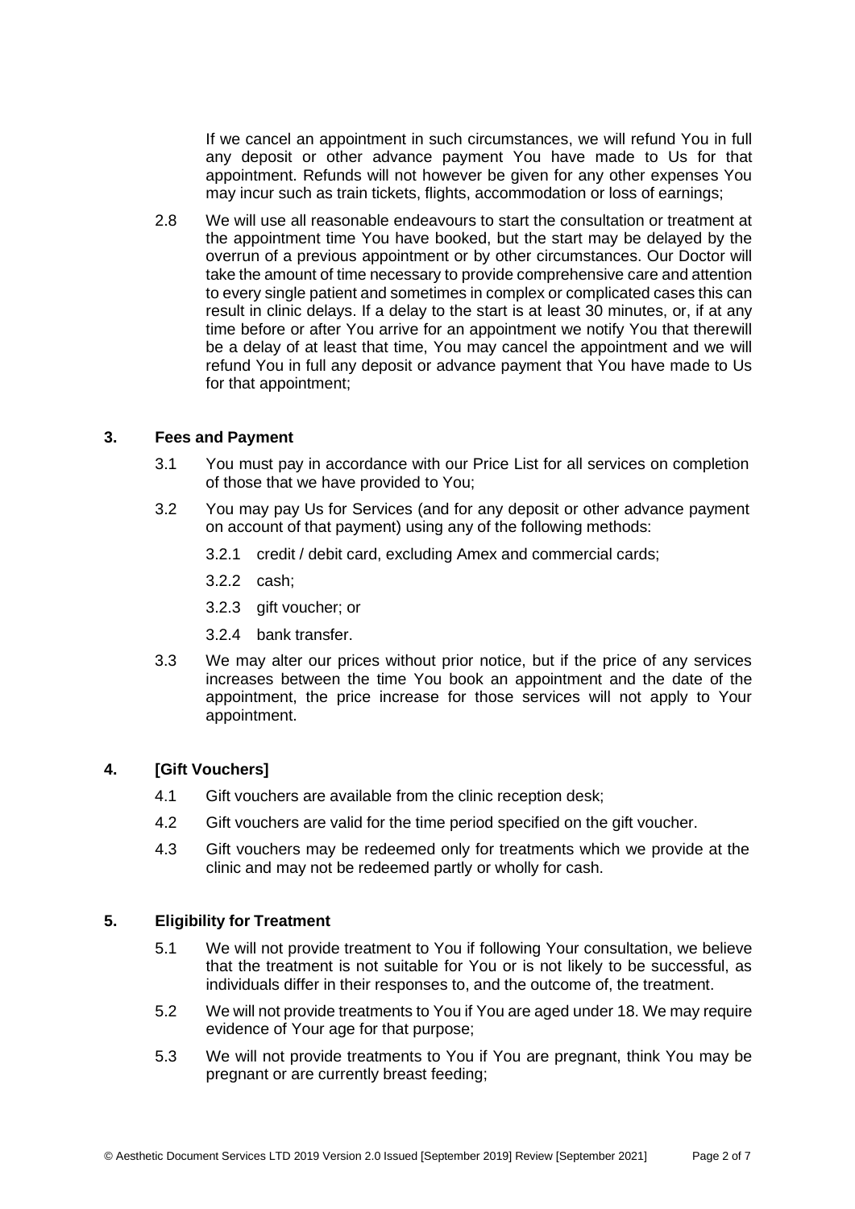If we cancel an appointment in such circumstances, we will refund You in full any deposit or other advance payment You have made to Us for that appointment. Refunds will not however be given for any other expenses You may incur such as train tickets, flights, accommodation or loss of earnings;

2.8 We will use all reasonable endeavours to start the consultation or treatment at the appointment time You have booked, but the start may be delayed by the overrun of a previous appointment or by other circumstances. Our Doctor will take the amount of time necessary to provide comprehensive care and attention to every single patient and sometimes in complex or complicated cases this can result in clinic delays. If a delay to the start is at least 30 minutes, or, if at any time before or after You arrive for an appointment we notify You that therewill be a delay of at least that time, You may cancel the appointment and we will refund You in full any deposit or advance payment that You have made to Us for that appointment;

## 3. Fees and Payment

3.1 You must pay in accordance with our Price List for all services on completion of those that we have provided to You;

3.2 You may pay Us for Services (and for any deposit or other advance payment on account of that payment) using any of the following methods:

3.2.1 credit / debit card, excluding Amex and commercial cards;

3.2.2 cash;

3.2.3 gift voucher; or

3.2.4 bank transfer.

3.3 We may alter our prices without prior notice, but if the price of any services increases between the time You book an appointment and the date of the appointment, the price increase for those services will not apply to Your appointment.

## 4. [Gift Vouchers]

4.1 Gift vouchers are available from the clinic reception desk;

4.2 Gift vouchers are valid for the time period specified on the gift voucher.

4.3 Gift vouchers may be redeemed only for treatments which we provide at the clinic and may not be redeemed partly or wholly for cash.

## 5. Eligibility for Treatment

5.1 We will not provide treatment to You if following Your consultation, we believe that the treatment is not suitable for You or is not likely to be successful, as individuals differ in their responses to, and the outcome of, the treatment.

5.2 We will not provide treatments to You if You are aged under 18. We may require evidence of Your age for that purpose;

5.3 We will not provide treatments to You if You are pregnant, think You may be pregnant or are currently breast feeding;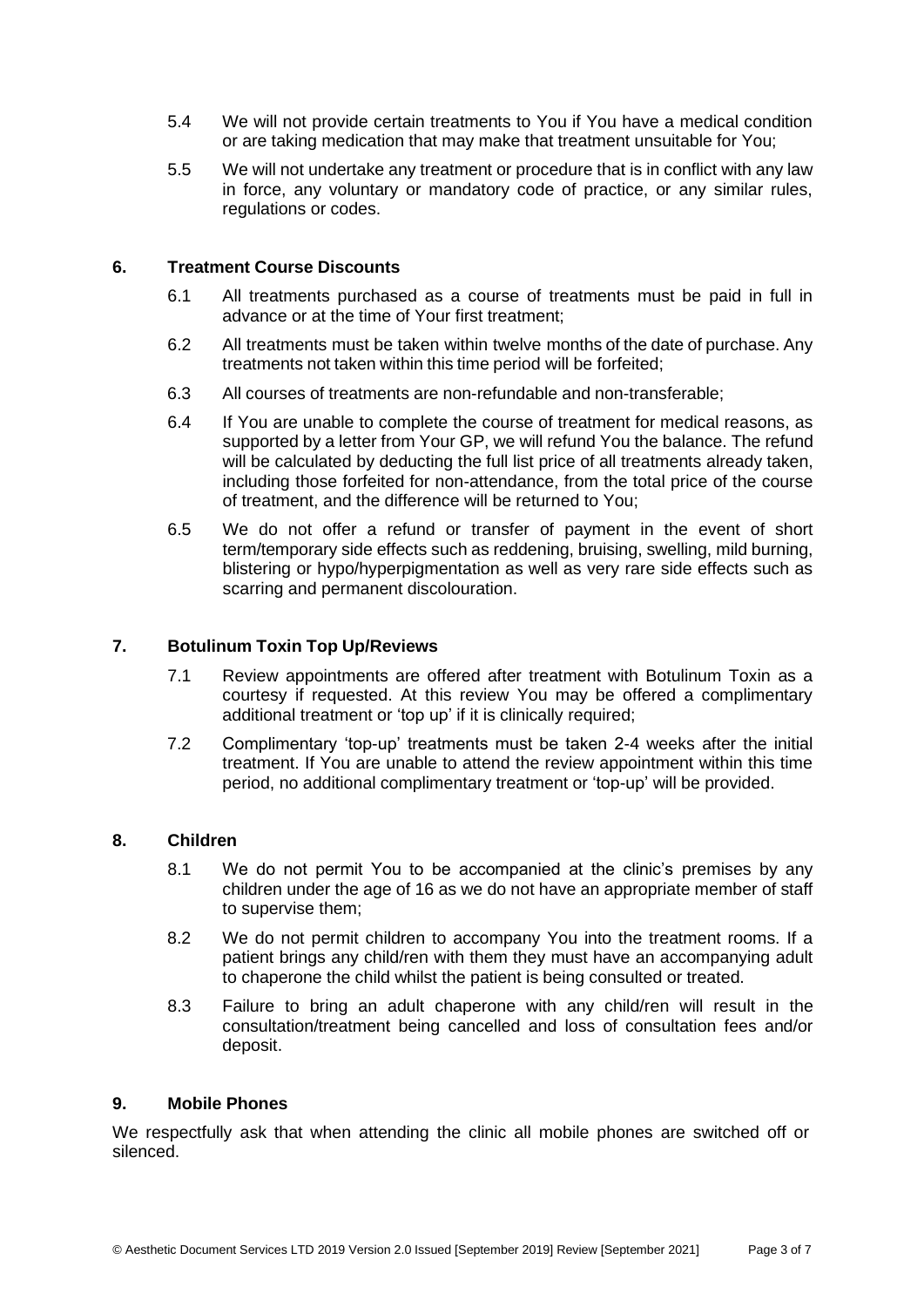5.4 We will not provide certain treatments to You if You have a medical condition or are taking medication that may make that treatment unsuitable for You;

5.5 We will not undertake any treatment or procedure that is in conflict with any law in force, any voluntary or mandatory code of practice, or any similar rules, regulations or codes.

## 6. Treatment Course Discounts

6.1 All treatments purchased as a course of treatments must be paid in full in advance or at the time of Your first treatment;

6.2 All treatments must be taken within twelve months of the date of purchase. Any treatments not taken within this time period will be forfeited;

6.3 All courses of treatments are non-refundable and non-transferable;

6.4 If You are unable to complete the course of treatment for medical reasons, as supported by a letter from Your GP, we will refund You the balance. The refund will be calculated by deducting the full list price of all treatments already taken, including those forfeited for non-attendance, from the total price of the course of treatment, and the difference will be returned to You;

6.5 We do not offer a refund or transfer of payment in the event of short term/temporary side effects such as reddening, bruising, swelling, mild burning, blistering or hypo/hyperpigmentation as well as very rare side effects such as scarring and permanent discolouration.

## 7. Botulinum Toxin Top Up/Reviews

7.1 Review appointments are offered after treatment with Botulinum Toxin as a courtesy if requested. At this review You may be offered a complimentary additional treatment or 'top up' if it is clinically required;

7.2 Complimentary 'top-up' treatments must be taken 2-4 weeks after the initial treatment. If You are unable to attend the review appointment within this time period, no additional complimentary treatment or 'top-up' will be provided.

## 8. Children

8.1 We do not permit You to be accompanied at the clinic's premises by any children under the age of 16 as we do not have an appropriate member of staff to supervise them;

8.2 We do not permit children to accompany You into the treatment rooms. If a patient brings any child/ren with them they must have an accompanying adult to chaperone the child whilst the patient is being consulted or treated.

8.3 Failure to bring an adult chaperone with any child/ren will result in the consultation/treatment being cancelled and loss of consultation fees and/or deposit.

## 9. Mobile Phones

We respectfully ask that when attending the clinic all mobile phones are switched off or silenced.

© Aesthetic Document Services LTD 2019 Version 2.0 Issued [September 2019] Review [September 2021]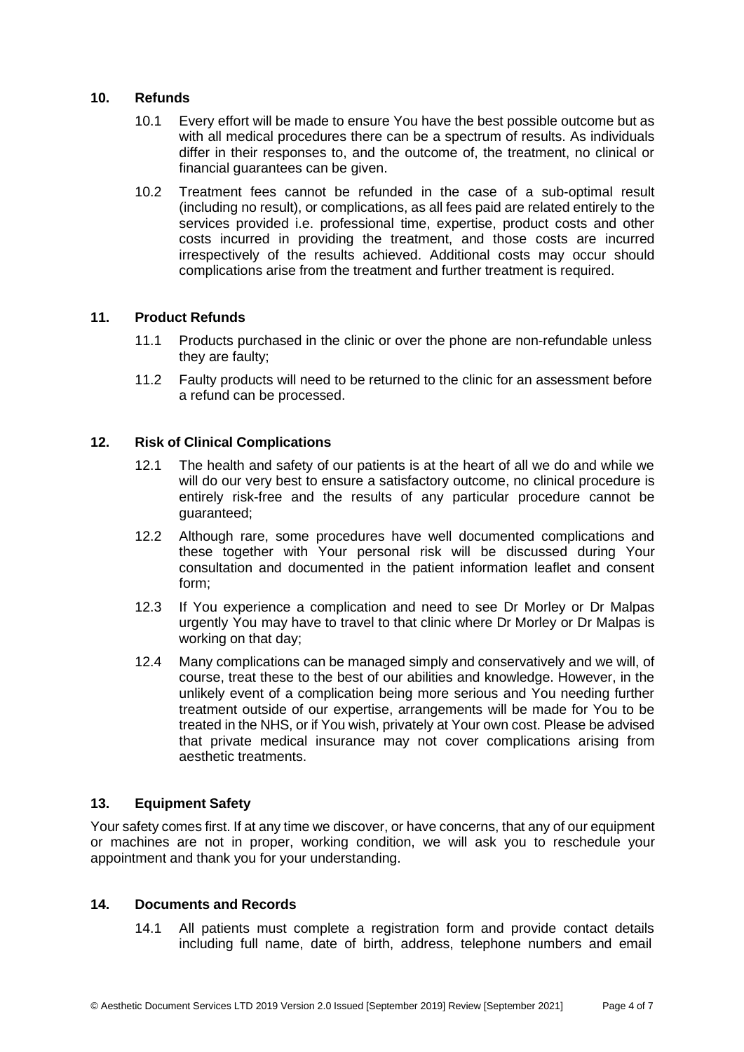## 10. Refunds

10.1 Every effort will be made to ensure You have the best possible outcome but as with all medical procedures there can be a spectrum of results. As individuals differ in their responses to, and the outcome of, the treatment, no clinical or financial guarantees can be given.

10.2 Treatment fees cannot be refunded in the case of a sub-optimal result (including no result), or complications, as all fees paid are related entirely to the services provided i.e. professional time, expertise, product costs and other costs incurred in providing the treatment, and those costs are incurred irrespectively of the results achieved. Additional costs may occur should complications arise from the treatment and further treatment is required.

## 11. Product Refunds

11.1 Products purchased in the clinic or over the phone are non-refundable unless they are faulty;

11.2 Faulty products will need to be returned to the clinic for an assessment before a refund can be processed.

## 12. Risk of Clinical Complications

12.1 The health and safety of our patients is at the heart of all we do and while we will do our very best to ensure a satisfactory outcome, no clinical procedure is entirely risk-free and the results of any particular procedure cannot be guaranteed;

12.2 Although rare, some procedures have well documented complications and these together with Your personal risk will be discussed during Your consultation and documented in the patient information leaflet and consent form;

12.3 If You experience a complication and need to see Dr Morley or Dr Malpas urgently You may have to travel to that clinic where Dr Morley or Dr Malpas is working on that day;

12.4 Many complications can be managed simply and conservatively and we will, of course, treat these to the best of our abilities and knowledge. However, in the unlikely event of a complication being more serious and You needing further treatment outside of our expertise, arrangements will be made for You to be treated in the NHS, or if You wish, privately at Your own cost. Please be advised that private medical insurance may not cover complications arising from aesthetic treatments.

## 13. Equipment Safety

Your safety comes first. If at any time we discover, or have concerns, that any of our equipment or machines are not in proper, working condition, we will ask you to reschedule your appointment and thank you for your understanding.

## 14. Documents and Records

14.1 All patients must complete a registration form and provide contact details including full name, date of birth, address, telephone numbers and email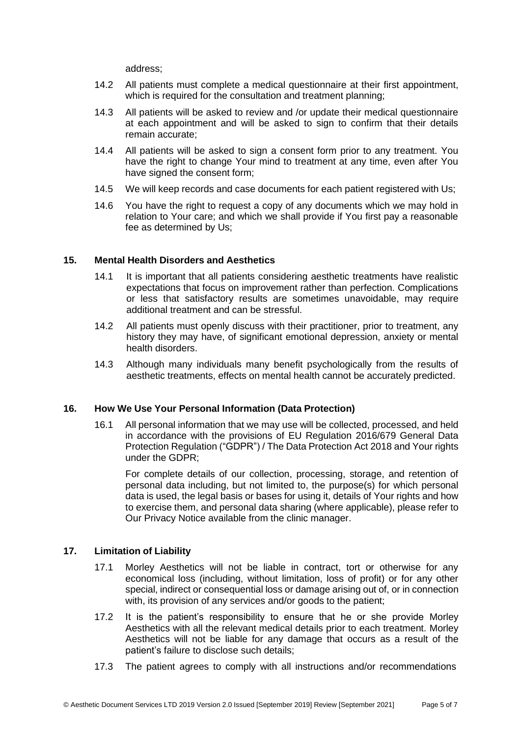address;

14.2 All patients must complete a medical questionnaire at their first appointment, which is required for the consultation and treatment planning;

14.3 All patients will be asked to review and /or update their medical questionnaire at each appointment and will be asked to sign to confirm that their details remain accurate;

14.4 All patients will be asked to sign a consent form prior to any treatment. You have the right to change Your mind to treatment at any time, even after You have signed the consent form;

14.5 We will keep records and case documents for each patient registered with Us;

14.6 You have the right to request a copy of any documents which we may hold in relation to Your care; and which we shall provide if You first pay a reasonable fee as determined by Us;

## 15. Mental Health Disorders and Aesthetics

14.1 It is important that all patients considering aesthetic treatments have realistic expectations that focus on improvement rather than perfection. Complications or less that satisfactory results are sometimes unavoidable, may require additional treatment and can be stressful.

14.2 All patients must openly discuss with their practitioner, prior to treatment, any history they may have, of significant emotional depression, anxiety or mental health disorders.

14.3 Although many individuals many benefit psychologically from the results of aesthetic treatments, effects on mental health cannot be accurately predicted.

## 16. How We Use Your Personal Information (Data Protection)

16.1 All personal information that we may use will be collected, processed, and held in accordance with the provisions of EU Regulation 2016/679 General Data Protection Regulation ("GDPR") / The Data Protection Act 2018 and Your rights under the GDPR;

For complete details of our collection, processing, storage, and retention of personal data including, but not limited to, the purpose(s) for which personal data is used, the legal basis or bases for using it, details of Your rights and how to exercise them, and personal data sharing (where applicable), please refer to Our Privacy Notice available from the clinic manager.

## 17. Limitation of Liability

17.1 Morley Aesthetics will not be liable in contract, tort or otherwise for any economical loss (including, without limitation, loss of profit) or for any other special, indirect or consequential loss or damage arising out of, or in connection with, its provision of any services and/or goods to the patient;

17.2 It is the patient's responsibility to ensure that he or she provide Morley Aesthetics with all the relevant medical details prior to each treatment. Morley Aesthetics will not be liable for any damage that occurs as a result of the patient's failure to disclose such details;

17.3 The patient agrees to comply with all instructions and/or recommendations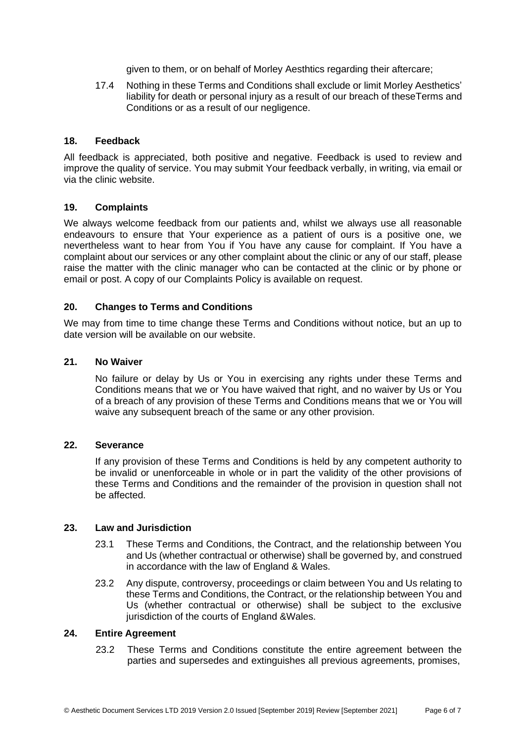given to them, or on behalf of Morley Aesthtics regarding their aftercare;

17.4 Nothing in these Terms and Conditions shall exclude or limit Morley Aesthetics' liability for death or personal injury as a result of our breach of theseTerms and Conditions or as a result of our negligence.

## 18. Feedback

All feedback is appreciated, both positive and negative. Feedback is used to review and improve the quality of service. You may submit Your feedback verbally, in writing, via email or via the clinic website.

## 19. Complaints

We always welcome feedback from our patients and, whilst we always use all reasonable endeavours to ensure that Your experience as a patient of ours is a positive one, we nevertheless want to hear from You if You have any cause for complaint. If You have a complaint about our services or any other complaint about the clinic or any of our staff, please raise the matter with the clinic manager who can be contacted at the clinic or by phone or email or post. A copy of our Complaints Policy is available on request.

## 20. Changes to Terms and Conditions

We may from time to time change these Terms and Conditions without notice, but an up to date version will be available on our website.

## 21. No Waiver

No failure or delay by Us or You in exercising any rights under these Terms and Conditions means that we or You have waived that right, and no waiver by Us or You of a breach of any provision of these Terms and Conditions means that we or You will waive any subsequent breach of the same or any other provision.

## 22. Severance

If any provision of these Terms and Conditions is held by any competent authority to be invalid or unenforceable in whole or in part the validity of the other provisions of these Terms and Conditions and the remainder of the provision in question shall not be affected.

## 23. Law and Jurisdiction

23.1 These Terms and Conditions, the Contract, and the relationship between You and Us (whether contractual or otherwise) shall be governed by, and construed in accordance with the law of England & Wales.

23.2 Any dispute, controversy, proceedings or claim between You and Us relating to these Terms and Conditions, the Contract, or the relationship between You and Us (whether contractual or otherwise) shall be subject to the exclusive jurisdiction of the courts of England &Wales.

## 24. Entire Agreement

23.2 These Terms and Conditions constitute the entire agreement between the parties and supersedes and extinguishes all previous agreements, promises,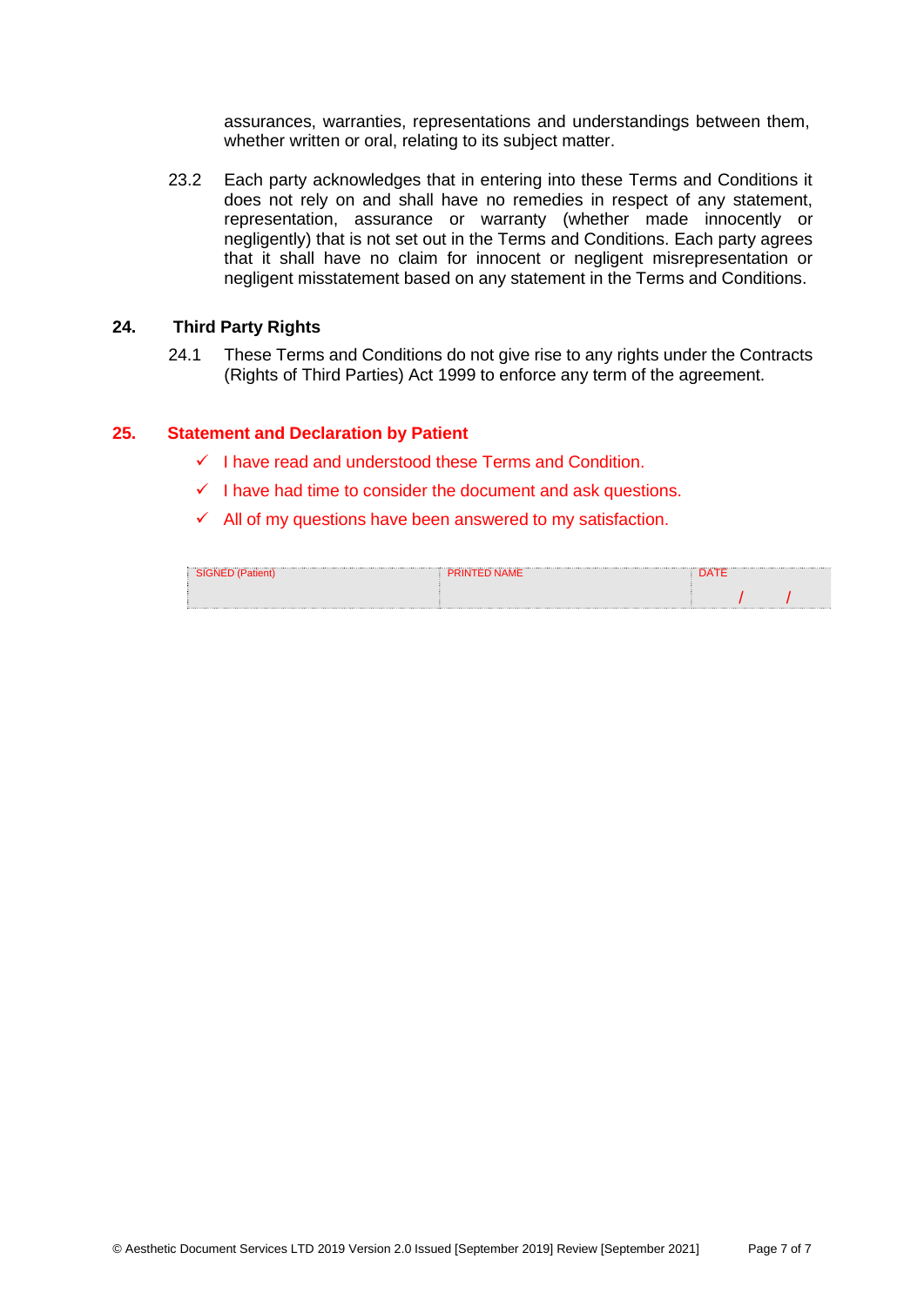assurances, warranties, representations and understandings between them, whether written or oral, relating to its subject matter.

23.2 Each party acknowledges that in entering into these Terms and Conditions it does not rely on and shall have no remedies in respect of any statement, representation, assurance or warranty (whether made innocently or negligently) that is not set out in the Terms and Conditions. Each party agrees that it shall have no claim for innocent or negligent misrepresentation or negligent misstatement based on any statement in the Terms and Conditions.

## 24. Third Party Rights

24.1 These Terms and Conditions do not give rise to any rights under the Contracts (Rights of Third Parties) Act 1999 to enforce any term of the agreement.

## 25. Statement and Declaration by Patient

- ✓ I have read and understood these Terms and Condition.
- ✓ I have had time to consider the document and ask questions.
- ✓ All of my questions have been answered to my satisfaction.

| SIGNED (Patient) | PRINTED NAME | DATE |
| --- | --- | --- |
| | | / / |